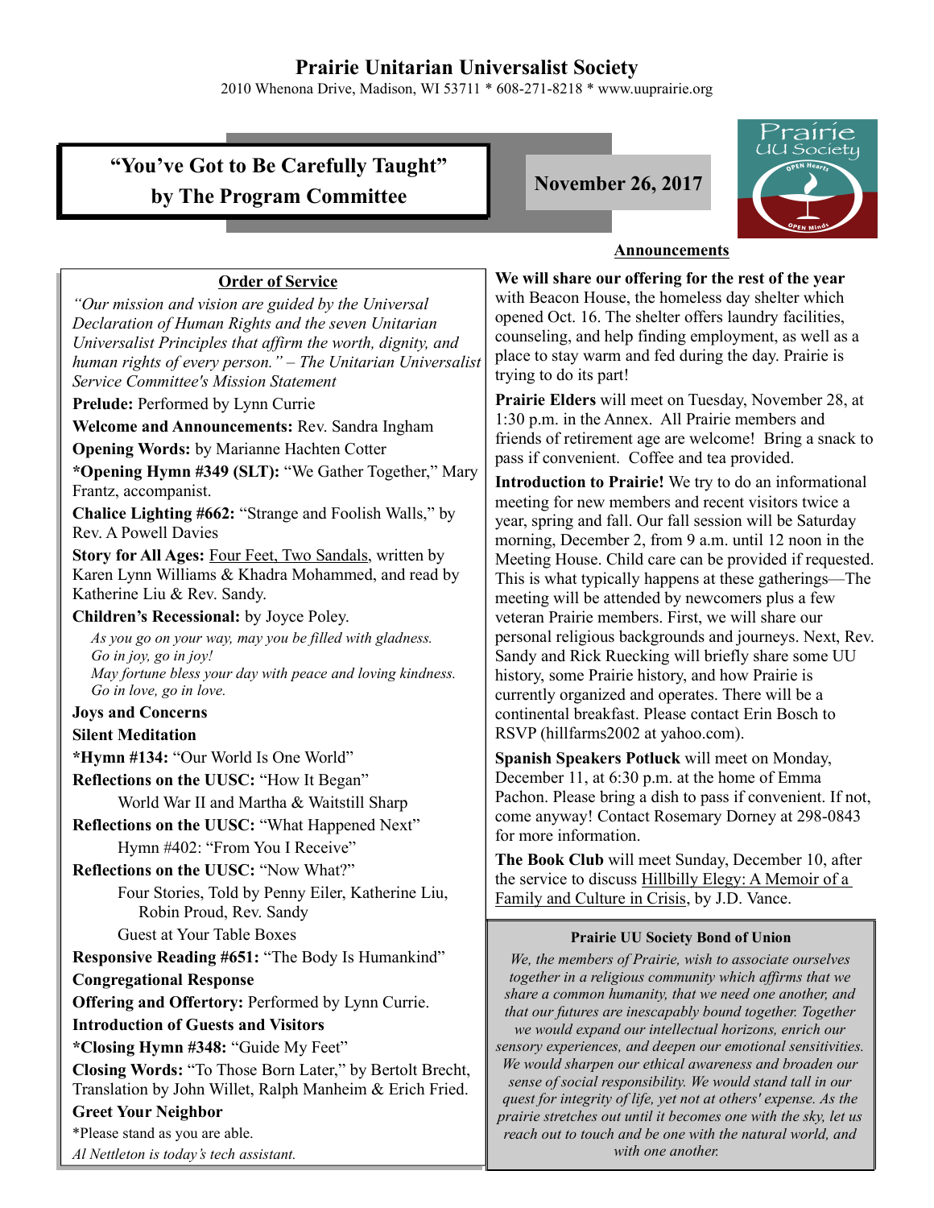# Prairie Unitarian Universalist Society

2010 Whenona Drive, Madison, WI 53711 * 608-271-8218 * www.uuprairie.org

## "You've Got to Be Carefully Taught" by The Program Committee

**November 26, 2017**

### Order of Service

*"Our mission and vision are guided by the Universal Declaration of Human Rights and the seven Unitarian Universalist Principles that affirm the worth, dignity, and human rights of every person." – The Unitarian Universalist Service Committee's Mission Statement*

**Prelude:** Performed by Lynn Currie

**Welcome and Announcements:** Rev. Sandra Ingham

**Opening Words:** by Marianne Hachten Cotter

***Opening Hymn #349 (SLT):** "We Gather Together," Mary Frantz, accompanist.

**Chalice Lighting #662:** "Strange and Foolish Walls," by Rev. A Powell Davies

**Story for All Ages:** Four Feet, Two Sandals, written by Karen Lynn Williams & Khadra Mohammed, and read by Katherine Liu & Rev. Sandy.

**Children's Recessional:** by Joyce Poley.

*As you go on your way, may you be filled with gladness.*
*Go in joy, go in joy!*
*May fortune bless your day with peace and loving kindness.*
*Go in love, go in love.*

**Joys and Concerns**

**Silent Meditation**

***Hymn #134:** "Our World Is One World"

**Reflections on the UUSC:** "How It Began"

World War II and Martha & Waitstill Sharp

**Reflections on the UUSC:** "What Happened Next"

Hymn #402: "From You I Receive"

**Reflections on the UUSC:** "Now What?"

Four Stories, Told by Penny Eiler, Katherine Liu, Robin Proud, Rev. Sandy

Guest at Your Table Boxes

**Responsive Reading #651:** "The Body Is Humankind"

**Congregational Response**

**Offering and Offertory:** Performed by Lynn Currie.

**Introduction of Guests and Visitors**

***Closing Hymn #348:** "Guide My Feet"

**Closing Words:** "To Those Born Later," by Bertolt Brecht, Translation by John Willet, Ralph Manheim & Erich Fried.

**Greet Your Neighbor**

*Please stand as you are able.

*Al Nettleton is today's tech assistant.*

### Announcements

**We will share our offering for the rest of the year** with Beacon House, the homeless day shelter which opened Oct. 16. The shelter offers laundry facilities, counseling, and help finding employment, as well as a place to stay warm and fed during the day. Prairie is trying to do its part!

**Prairie Elders** will meet on Tuesday, November 28, at 1:30 p.m. in the Annex. All Prairie members and friends of retirement age are welcome! Bring a snack to pass if convenient. Coffee and tea provided.

**Introduction to Prairie!** We try to do an informational meeting for new members and recent visitors twice a year, spring and fall. Our fall session will be Saturday morning, December 2, from 9 a.m. until 12 noon in the Meeting House. Child care can be provided if requested. This is what typically happens at these gatherings—The meeting will be attended by newcomers plus a few veteran Prairie members. First, we will share our personal religious backgrounds and journeys. Next, Rev. Sandy and Rick Ruecking will briefly share some UU history, some Prairie history, and how Prairie is currently organized and operates. There will be a continental breakfast. Please contact Erin Bosch to RSVP (hillfarms2002 at yahoo.com).

**Spanish Speakers Potluck** will meet on Monday, December 11, at 6:30 p.m. at the home of Emma Pachon. Please bring a dish to pass if convenient. If not, come anyway! Contact Rosemary Dorney at 298-0843 for more information.

**The Book Club** will meet Sunday, December 10, after the service to discuss Hillbilly Elegy: A Memoir of a Family and Culture in Crisis, by J.D. Vance.

**Prairie UU Society Bond of Union**

*We, the members of Prairie, wish to associate ourselves together in a religious community which affirms that we share a common humanity, that we need one another, and that our futures are inescapably bound together. Together we would expand our intellectual horizons, enrich our sensory experiences, and deepen our emotional sensitivities. We would sharpen our ethical awareness and broaden our sense of social responsibility. We would stand tall in our quest for integrity of life, yet not at others' expense. As the prairie stretches out until it becomes one with the sky, let us reach out to touch and be one with the natural world, and with one another.*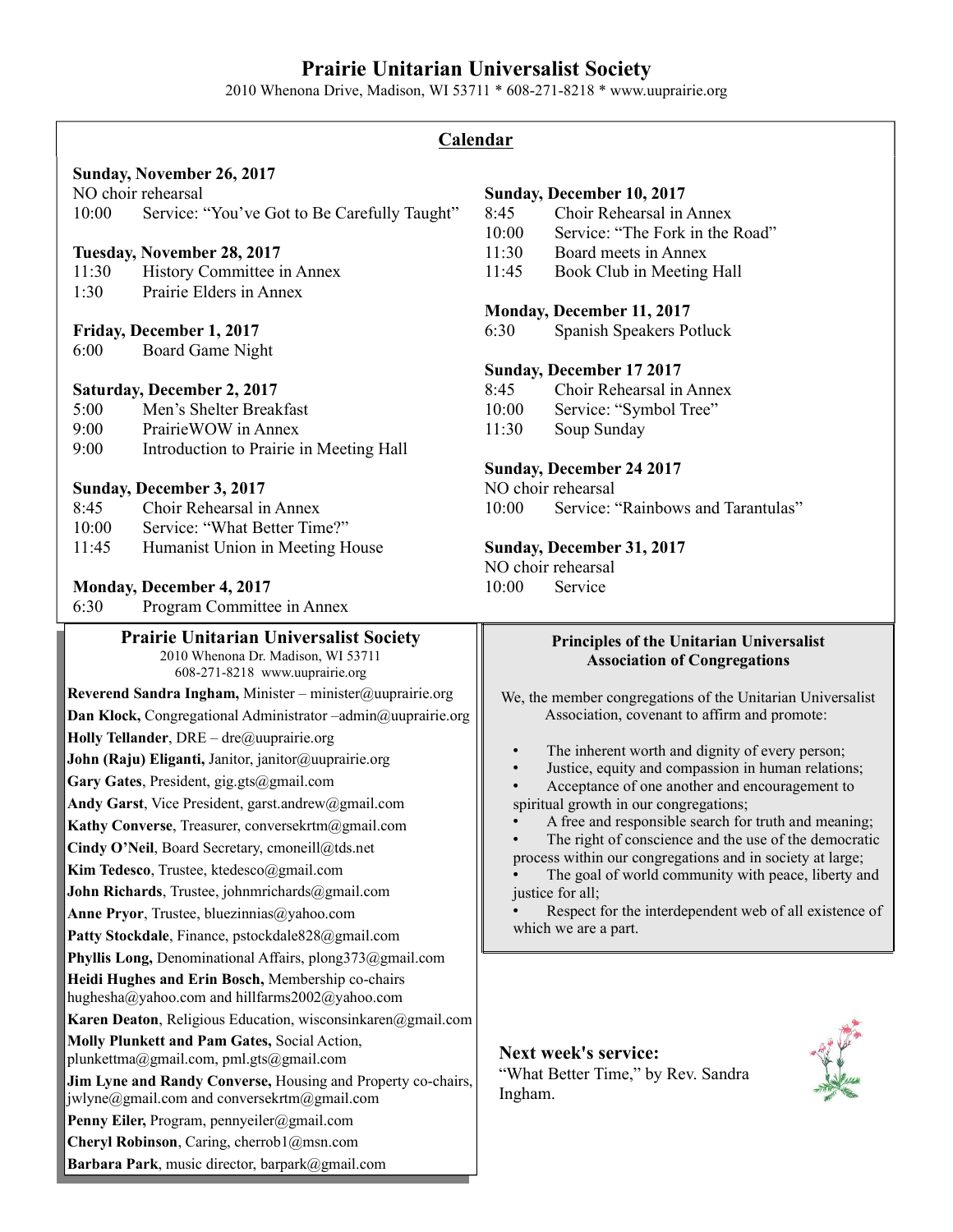# Prairie Unitarian Universalist Society

2010 Whenona Drive, Madison, WI 53711 * 608-271-8218 * www.uuprairie.org

## Calendar

**Sunday, November 26, 2017**
NO choir rehearsal
10:00 Service: "You've Got to Be Carefully Taught"

**Tuesday, November 28, 2017**
11:30 History Committee in Annex
1:30 Prairie Elders in Annex

**Friday, December 1, 2017**
6:00 Board Game Night

**Saturday, December 2, 2017**
5:00 Men's Shelter Breakfast
9:00 PrairieWOW in Annex
9:00 Introduction to Prairie in Meeting Hall

**Sunday, December 3, 2017**
8:45 Choir Rehearsal in Annex
10:00 Service: "What Better Time?"
11:45 Humanist Union in Meeting House

**Monday, December 4, 2017**
6:30 Program Committee in Annex

**Sunday, December 10, 2017**
8:45 Choir Rehearsal in Annex
10:00 Service: "The Fork in the Road"
11:30 Board meets in Annex
11:45 Book Club in Meeting Hall

**Monday, December 11, 2017**
6:30 Spanish Speakers Potluck

**Sunday, December 17 2017**
8:45 Choir Rehearsal in Annex
10:00 Service: "Symbol Tree"
11:30 Soup Sunday

**Sunday, December 24 2017**
NO choir rehearsal
10:00 Service: "Rainbows and Tarantulas"

**Sunday, December 31, 2017**
NO choir rehearsal
10:00 Service

### Prairie Unitarian Universalist Society

2010 Whenona Dr. Madison, WI 53711
608-271-8218 www.uuprairie.org

**Reverend Sandra Ingham,** Minister – minister@uuprairie.org
**Dan Klock,** Congregational Administrator –admin@uuprairie.org
**Holly Tellander**, DRE – dre@uuprairie.org
**John (Raju) Eliganti,** Janitor, janitor@uuprairie.org
**Gary Gates**, President, gig.gts@gmail.com
**Andy Garst**, Vice President, garst.andrew@gmail.com
**Kathy Converse**, Treasurer, conversekrtm@gmail.com
**Cindy O'Neil**, Board Secretary, cmoneill@tds.net
**Kim Tedesco**, Trustee, ktedesco@gmail.com
**John Richards**, Trustee, johnmrichards@gmail.com
**Anne Pryor**, Trustee, bluezinnias@yahoo.com
**Patty Stockdale**, Finance, pstockdale828@gmail.com
**Phyllis Long,** Denominational Affairs, plong373@gmail.com
**Heidi Hughes and Erin Bosch,** Membership co-chairs hughesha@yahoo.com and hillfarms2002@yahoo.com
**Karen Deaton**, Religious Education, wisconsinkaren@gmail.com
**Molly Plunkett and Pam Gates,** Social Action, plunkettma@gmail.com, pml.gts@gmail.com
**Jim Lyne and Randy Converse,** Housing and Property co-chairs, jwlyne@gmail.com and conversekrtm@gmail.com
**Penny Eiler,** Program, pennyeiler@gmail.com
**Cheryl Robinson**, Caring, cherrob1@msn.com
**Barbara Park**, music director, barpark@gmail.com

### Principles of the Unitarian Universalist Association of Congregations

We, the member congregations of the Unitarian Universalist Association, covenant to affirm and promote:

- The inherent worth and dignity of every person;
- Justice, equity and compassion in human relations;
- Acceptance of one another and encouragement to spiritual growth in our congregations;
- A free and responsible search for truth and meaning;
- The right of conscience and the use of the democratic process within our congregations and in society at large;
- The goal of world community with peace, liberty and justice for all;
- Respect for the interdependent web of all existence of which we are a part.

**Next week's service:**
"What Better Time," by Rev. Sandra Ingham.